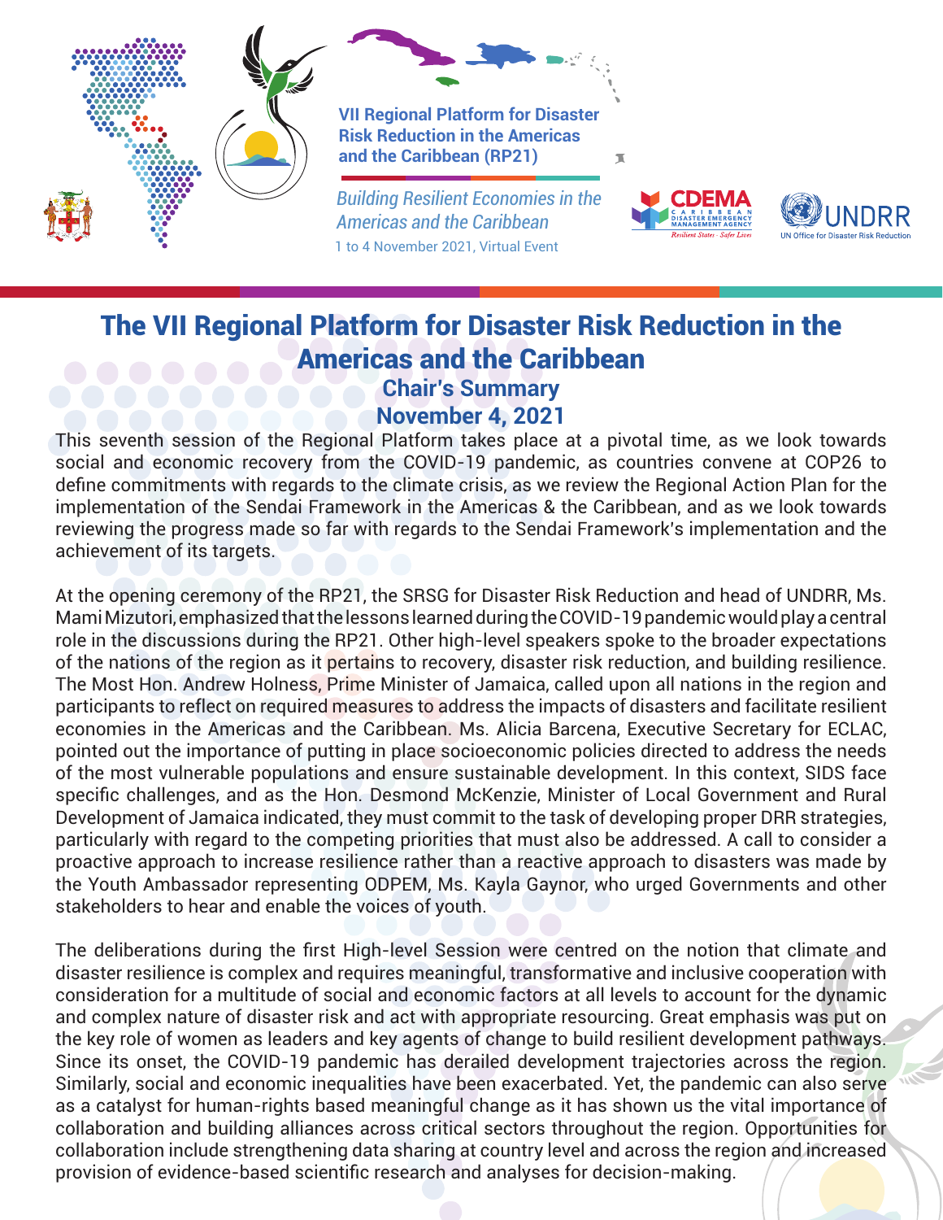VII Regional Platform for Disaster Risk Reduction in the Americas and the Caribbean (RP21)

*Building Resilient Economies in the Americas and the Caribbean*

1 to 4 November 2021, Virtual Event

# The VII Regional Platform for Disaster Risk Reduction in the Americas and the Caribbean

## Chair's Summary

## November 4, 2021

This seventh session of the Regional Platform takes place at a pivotal time, as we look towards social and economic recovery from the COVID-19 pandemic, as countries convene at COP26 to define commitments with regards to the climate crisis, as we review the Regional Action Plan for the implementation of the Sendai Framework in the Americas & the Caribbean, and as we look towards reviewing the progress made so far with regards to the Sendai Framework's implementation and the achievement of its targets.

At the opening ceremony of the RP21, the SRSG for Disaster Risk Reduction and head of UNDRR, Ms. Mami Mizutori, emphasized that the lessons learned during the COVID-19 pandemic would play a central role in the discussions during the RP21. Other high-level speakers spoke to the broader expectations of the nations of the region as it pertains to recovery, disaster risk reduction, and building resilience. The Most Hon. Andrew Holness, Prime Minister of Jamaica, called upon all nations in the region and participants to reflect on required measures to address the impacts of disasters and facilitate resilient economies in the Americas and the Caribbean. Ms. Alicia Barcena, Executive Secretary for ECLAC, pointed out the importance of putting in place socioeconomic policies directed to address the needs of the most vulnerable populations and ensure sustainable development. In this context, SIDS face specific challenges, and as the Hon. Desmond McKenzie, Minister of Local Government and Rural Development of Jamaica indicated, they must commit to the task of developing proper DRR strategies, particularly with regard to the competing priorities that must also be addressed. A call to consider a proactive approach to increase resilience rather than a reactive approach to disasters was made by the Youth Ambassador representing ODPEM, Ms. Kayla Gaynor, who urged Governments and other stakeholders to hear and enable the voices of youth.

The deliberations during the first High-level Session were centred on the notion that climate and disaster resilience is complex and requires meaningful, transformative and inclusive cooperation with consideration for a multitude of social and economic factors at all levels to account for the dynamic and complex nature of disaster risk and act with appropriate resourcing. Great emphasis was put on the key role of women as leaders and key agents of change to build resilient development pathways. Since its onset, the COVID-19 pandemic has derailed development trajectories across the region. Similarly, social and economic inequalities have been exacerbated. Yet, the pandemic can also serve as a catalyst for human-rights based meaningful change as it has shown us the vital importance of collaboration and building alliances across critical sectors throughout the region. Opportunities for collaboration include strengthening data sharing at country level and across the region and increased provision of evidence-based scientific research and analyses for decision-making.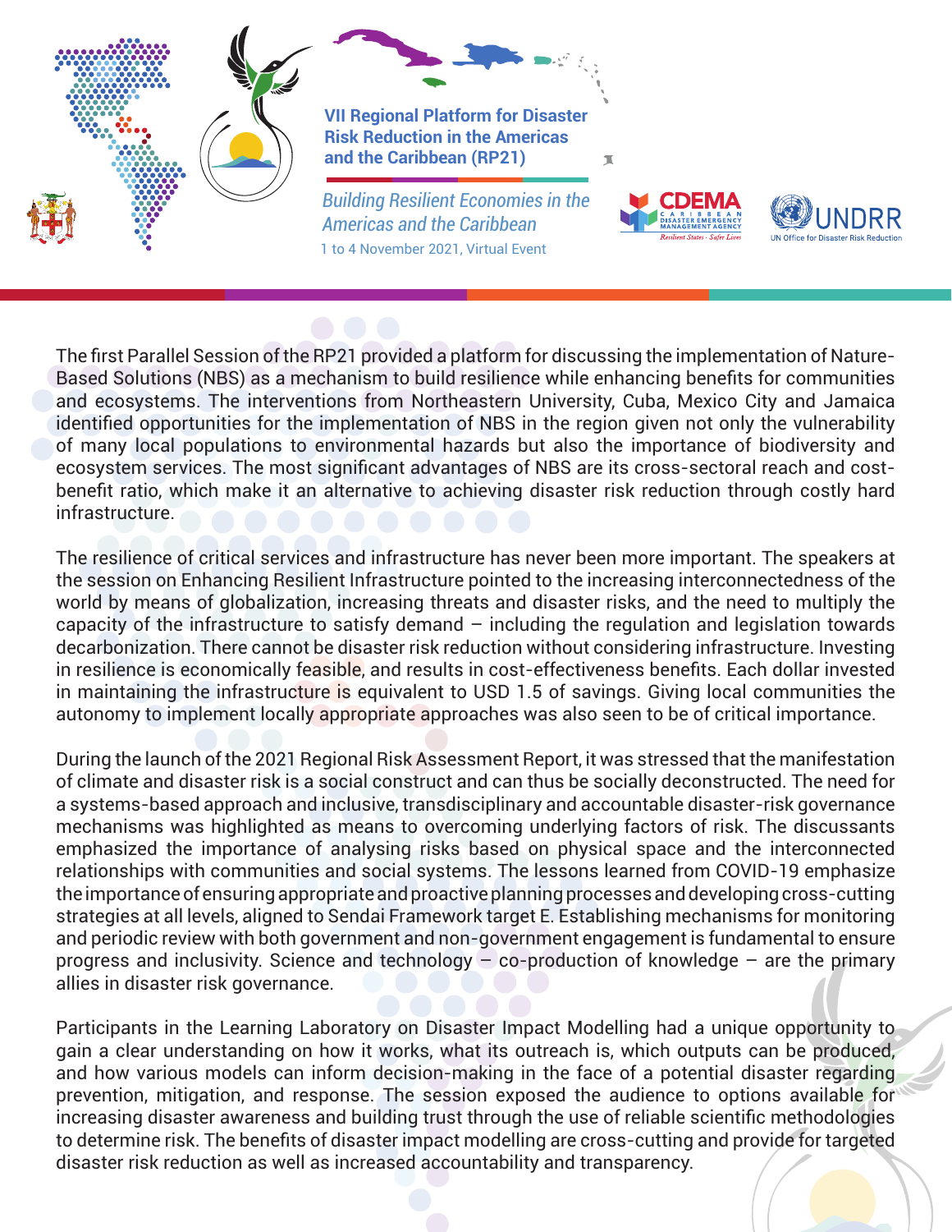The first Parallel Session of the RP21 provided a platform for discussing the implementation of Nature-Based Solutions (NBS) as a mechanism to build resilience while enhancing benefits for communities and ecosystems. The interventions from Northeastern University, Cuba, Mexico City and Jamaica identified opportunities for the implementation of NBS in the region given not only the vulnerability of many local populations to environmental hazards but also the importance of biodiversity and ecosystem services. The most significant advantages of NBS are its cross-sectoral reach and cost-benefit ratio, which make it an alternative to achieving disaster risk reduction through costly hard infrastructure.

The resilience of critical services and infrastructure has never been more important. The speakers at the session on Enhancing Resilient Infrastructure pointed to the increasing interconnectedness of the world by means of globalization, increasing threats and disaster risks, and the need to multiply the capacity of the infrastructure to satisfy demand – including the regulation and legislation towards decarbonization. There cannot be disaster risk reduction without considering infrastructure. Investing in resilience is economically feasible, and results in cost-effectiveness benefits. Each dollar invested in maintaining the infrastructure is equivalent to USD 1.5 of savings. Giving local communities the autonomy to implement locally appropriate approaches was also seen to be of critical importance.

During the launch of the 2021 Regional Risk Assessment Report, it was stressed that the manifestation of climate and disaster risk is a social construct and can thus be socially deconstructed. The need for a systems-based approach and inclusive, transdisciplinary and accountable disaster-risk governance mechanisms was highlighted as means to overcoming underlying factors of risk. The discussants emphasized the importance of analysing risks based on physical space and the interconnected relationships with communities and social systems. The lessons learned from COVID-19 emphasize the importance of ensuring appropriate and proactive planning processes and developing cross-cutting strategies at all levels, aligned to Sendai Framework target E. Establishing mechanisms for monitoring and periodic review with both government and non-government engagement is fundamental to ensure progress and inclusivity. Science and technology – co-production of knowledge – are the primary allies in disaster risk governance.

Participants in the Learning Laboratory on Disaster Impact Modelling had a unique opportunity to gain a clear understanding on how it works, what its outreach is, which outputs can be produced, and how various models can inform decision-making in the face of a potential disaster regarding prevention, mitigation, and response. The session exposed the audience to options available for increasing disaster awareness and building trust through the use of reliable scientific methodologies to determine risk. The benefits of disaster impact modelling are cross-cutting and provide for targeted disaster risk reduction as well as increased accountability and transparency.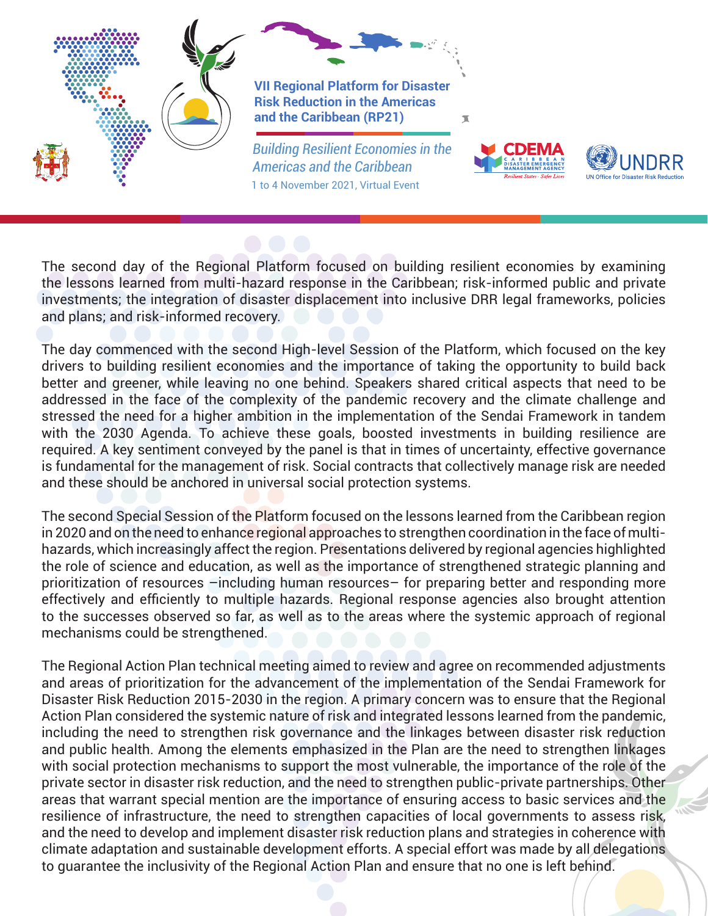The second day of the Regional Platform focused on building resilient economies by examining the lessons learned from multi-hazard response in the Caribbean; risk-informed public and private investments; the integration of disaster displacement into inclusive DRR legal frameworks, policies and plans; and risk-informed recovery.

The day commenced with the second High-level Session of the Platform, which focused on the key drivers to building resilient economies and the importance of taking the opportunity to build back better and greener, while leaving no one behind. Speakers shared critical aspects that need to be addressed in the face of the complexity of the pandemic recovery and the climate challenge and stressed the need for a higher ambition in the implementation of the Sendai Framework in tandem with the 2030 Agenda. To achieve these goals, boosted investments in building resilience are required. A key sentiment conveyed by the panel is that in times of uncertainty, effective governance is fundamental for the management of risk. Social contracts that collectively manage risk are needed and these should be anchored in universal social protection systems.

The second Special Session of the Platform focused on the lessons learned from the Caribbean region in 2020 and on the need to enhance regional approaches to strengthen coordination in the face of multi-hazards, which increasingly affect the region. Presentations delivered by regional agencies highlighted the role of science and education, as well as the importance of strengthened strategic planning and prioritization of resources –including human resources– for preparing better and responding more effectively and efficiently to multiple hazards. Regional response agencies also brought attention to the successes observed so far, as well as to the areas where the systemic approach of regional mechanisms could be strengthened.

The Regional Action Plan technical meeting aimed to review and agree on recommended adjustments and areas of prioritization for the advancement of the implementation of the Sendai Framework for Disaster Risk Reduction 2015-2030 in the region. A primary concern was to ensure that the Regional Action Plan considered the systemic nature of risk and integrated lessons learned from the pandemic, including the need to strengthen risk governance and the linkages between disaster risk reduction and public health. Among the elements emphasized in the Plan are the need to strengthen linkages with social protection mechanisms to support the most vulnerable, the importance of the role of the private sector in disaster risk reduction, and the need to strengthen public-private partnerships. Other areas that warrant special mention are the importance of ensuring access to basic services and the resilience of infrastructure, the need to strengthen capacities of local governments to assess risk, and the need to develop and implement disaster risk reduction plans and strategies in coherence with climate adaptation and sustainable development efforts. A special effort was made by all delegations to guarantee the inclusivity of the Regional Action Plan and ensure that no one is left behind.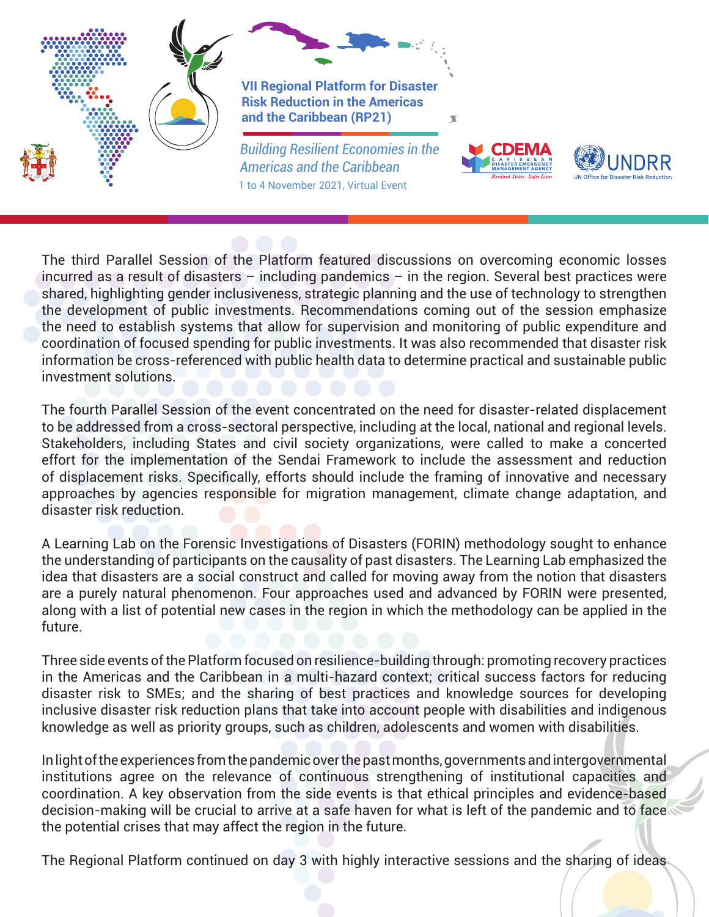The third Parallel Session of the Platform featured discussions on overcoming economic losses incurred as a result of disasters – including pandemics – in the region. Several best practices were shared, highlighting gender inclusiveness, strategic planning and the use of technology to strengthen the development of public investments. Recommendations coming out of the session emphasize the need to establish systems that allow for supervision and monitoring of public expenditure and coordination of focused spending for public investments. It was also recommended that disaster risk information be cross-referenced with public health data to determine practical and sustainable public investment solutions.

The fourth Parallel Session of the event concentrated on the need for disaster-related displacement to be addressed from a cross-sectoral perspective, including at the local, national and regional levels. Stakeholders, including States and civil society organizations, were called to make a concerted effort for the implementation of the Sendai Framework to include the assessment and reduction of displacement risks. Specifically, efforts should include the framing of innovative and necessary approaches by agencies responsible for migration management, climate change adaptation, and disaster risk reduction.

A Learning Lab on the Forensic Investigations of Disasters (FORIN) methodology sought to enhance the understanding of participants on the causality of past disasters. The Learning Lab emphasized the idea that disasters are a social construct and called for moving away from the notion that disasters are a purely natural phenomenon. Four approaches used and advanced by FORIN were presented, along with a list of potential new cases in the region in which the methodology can be applied in the future.

Three side events of the Platform focused on resilience-building through: promoting recovery practices in the Americas and the Caribbean in a multi-hazard context; critical success factors for reducing disaster risk to SMEs; and the sharing of best practices and knowledge sources for developing inclusive disaster risk reduction plans that take into account people with disabilities and indigenous knowledge as well as priority groups, such as children, adolescents and women with disabilities.

In light of the experiences from the pandemic over the past months, governments and intergovernmental institutions agree on the relevance of continuous strengthening of institutional capacities and coordination. A key observation from the side events is that ethical principles and evidence-based decision-making will be crucial to arrive at a safe haven for what is left of the pandemic and to face the potential crises that may affect the region in the future.

The Regional Platform continued on day 3 with highly interactive sessions and the sharing of ideas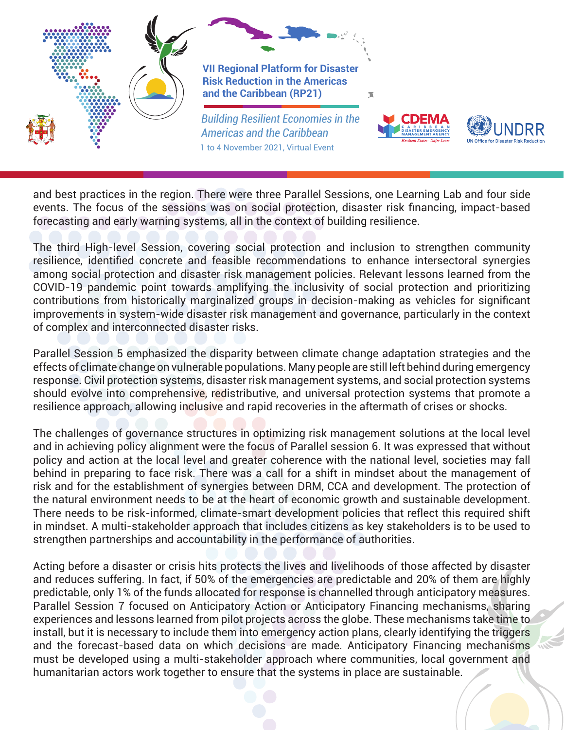and best practices in the region. There were three Parallel Sessions, one Learning Lab and four side events. The focus of the sessions was on social protection, disaster risk financing, impact-based forecasting and early warning systems, all in the context of building resilience.

The third High-level Session, covering social protection and inclusion to strengthen community resilience, identified concrete and feasible recommendations to enhance intersectoral synergies among social protection and disaster risk management policies. Relevant lessons learned from the COVID-19 pandemic point towards amplifying the inclusivity of social protection and prioritizing contributions from historically marginalized groups in decision-making as vehicles for significant improvements in system-wide disaster risk management and governance, particularly in the context of complex and interconnected disaster risks.

Parallel Session 5 emphasized the disparity between climate change adaptation strategies and the effects of climate change on vulnerable populations. Many people are still left behind during emergency response. Civil protection systems, disaster risk management systems, and social protection systems should evolve into comprehensive, redistributive, and universal protection systems that promote a resilience approach, allowing inclusive and rapid recoveries in the aftermath of crises or shocks.

The challenges of governance structures in optimizing risk management solutions at the local level and in achieving policy alignment were the focus of Parallel session 6. It was expressed that without policy and action at the local level and greater coherence with the national level, societies may fall behind in preparing to face risk. There was a call for a shift in mindset about the management of risk and for the establishment of synergies between DRM, CCA and development. The protection of the natural environment needs to be at the heart of economic growth and sustainable development. There needs to be risk-informed, climate-smart development policies that reflect this required shift in mindset. A multi-stakeholder approach that includes citizens as key stakeholders is to be used to strengthen partnerships and accountability in the performance of authorities.

Acting before a disaster or crisis hits protects the lives and livelihoods of those affected by disaster and reduces suffering. In fact, if 50% of the emergencies are predictable and 20% of them are highly predictable, only 1% of the funds allocated for response is channelled through anticipatory measures. Parallel Session 7 focused on Anticipatory Action or Anticipatory Financing mechanisms, sharing experiences and lessons learned from pilot projects across the globe. These mechanisms take time to install, but it is necessary to include them into emergency action plans, clearly identifying the triggers and the forecast-based data on which decisions are made. Anticipatory Financing mechanisms must be developed using a multi-stakeholder approach where communities, local government and humanitarian actors work together to ensure that the systems in place are sustainable.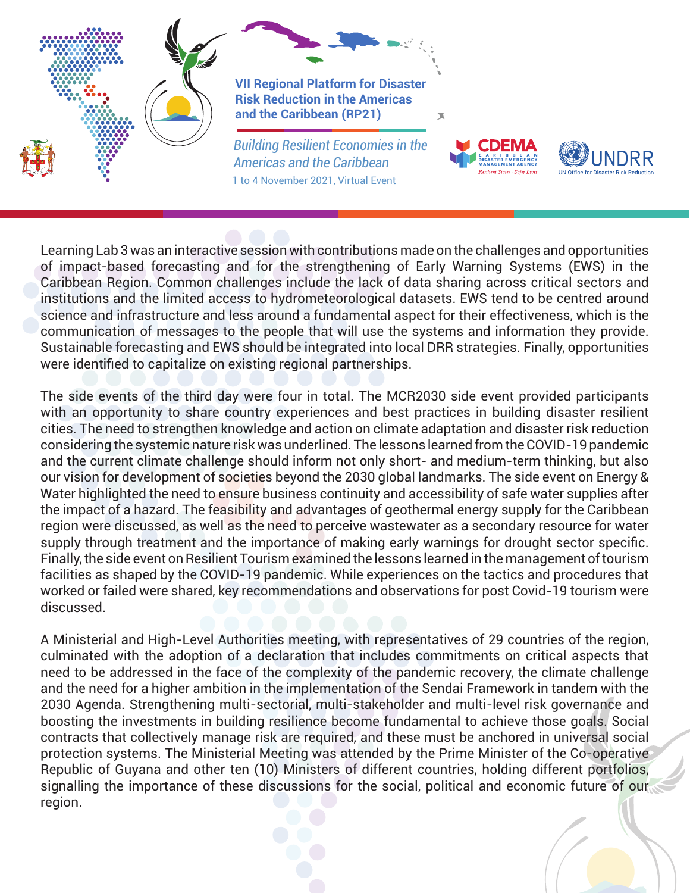Learning Lab 3 was an interactive session with contributions made on the challenges and opportunities of impact-based forecasting and for the strengthening of Early Warning Systems (EWS) in the Caribbean Region. Common challenges include the lack of data sharing across critical sectors and institutions and the limited access to hydrometeorological datasets. EWS tend to be centred around science and infrastructure and less around a fundamental aspect for their effectiveness, which is the communication of messages to the people that will use the systems and information they provide. Sustainable forecasting and EWS should be integrated into local DRR strategies. Finally, opportunities were identified to capitalize on existing regional partnerships.

The side events of the third day were four in total. The MCR2030 side event provided participants with an opportunity to share country experiences and best practices in building disaster resilient cities. The need to strengthen knowledge and action on climate adaptation and disaster risk reduction considering the systemic nature risk was underlined. The lessons learned from the COVID-19 pandemic and the current climate challenge should inform not only short- and medium-term thinking, but also our vision for development of societies beyond the 2030 global landmarks. The side event on Energy & Water highlighted the need to ensure business continuity and accessibility of safe water supplies after the impact of a hazard. The feasibility and advantages of geothermal energy supply for the Caribbean region were discussed, as well as the need to perceive wastewater as a secondary resource for water supply through treatment and the importance of making early warnings for drought sector specific. Finally, the side event on Resilient Tourism examined the lessons learned in the management of tourism facilities as shaped by the COVID-19 pandemic. While experiences on the tactics and procedures that worked or failed were shared, key recommendations and observations for post Covid-19 tourism were discussed.

A Ministerial and High-Level Authorities meeting, with representatives of 29 countries of the region, culminated with the adoption of a declaration that includes commitments on critical aspects that need to be addressed in the face of the complexity of the pandemic recovery, the climate challenge and the need for a higher ambition in the implementation of the Sendai Framework in tandem with the 2030 Agenda. Strengthening multi-sectorial, multi-stakeholder and multi-level risk governance and boosting the investments in building resilience become fundamental to achieve those goals. Social contracts that collectively manage risk are required, and these must be anchored in universal social protection systems. The Ministerial Meeting was attended by the Prime Minister of the Co-operative Republic of Guyana and other ten (10) Ministers of different countries, holding different portfolios, signalling the importance of these discussions for the social, political and economic future of our region.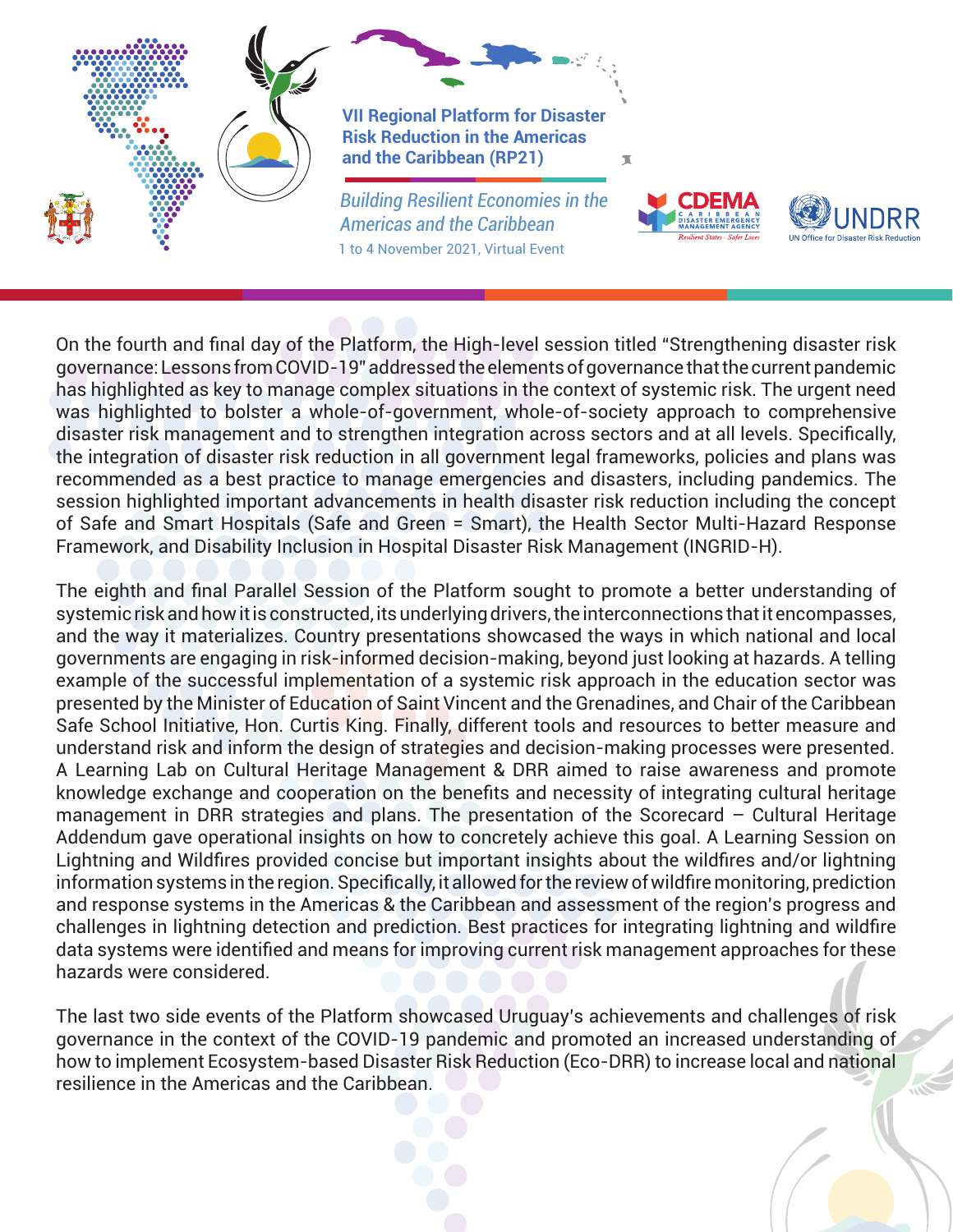On the fourth and final day of the Platform, the High-level session titled "Strengthening disaster risk governance: Lessons from COVID-19" addressed the elements of governance that the current pandemic has highlighted as key to manage complex situations in the context of systemic risk. The urgent need was highlighted to bolster a whole-of-government, whole-of-society approach to comprehensive disaster risk management and to strengthen integration across sectors and at all levels. Specifically, the integration of disaster risk reduction in all government legal frameworks, policies and plans was recommended as a best practice to manage emergencies and disasters, including pandemics. The session highlighted important advancements in health disaster risk reduction including the concept of Safe and Smart Hospitals (Safe and Green = Smart), the Health Sector Multi-Hazard Response Framework, and Disability Inclusion in Hospital Disaster Risk Management (INGRID-H).

The eighth and final Parallel Session of the Platform sought to promote a better understanding of systemic risk and how it is constructed, its underlying drivers, the interconnections that it encompasses, and the way it materializes. Country presentations showcased the ways in which national and local governments are engaging in risk-informed decision-making, beyond just looking at hazards. A telling example of the successful implementation of a systemic risk approach in the education sector was presented by the Minister of Education of Saint Vincent and the Grenadines, and Chair of the Caribbean Safe School Initiative, Hon. Curtis King. Finally, different tools and resources to better measure and understand risk and inform the design of strategies and decision-making processes were presented. A Learning Lab on Cultural Heritage Management & DRR aimed to raise awareness and promote knowledge exchange and cooperation on the benefits and necessity of integrating cultural heritage management in DRR strategies and plans. The presentation of the Scorecard – Cultural Heritage Addendum gave operational insights on how to concretely achieve this goal. A Learning Session on Lightning and Wildfires provided concise but important insights about the wildfires and/or lightning information systems in the region. Specifically, it allowed for the review of wildfire monitoring, prediction and response systems in the Americas & the Caribbean and assessment of the region's progress and challenges in lightning detection and prediction. Best practices for integrating lightning and wildfire data systems were identified and means for improving current risk management approaches for these hazards were considered.

The last two side events of the Platform showcased Uruguay's achievements and challenges of risk governance in the context of the COVID-19 pandemic and promoted an increased understanding of how to implement Ecosystem-based Disaster Risk Reduction (Eco-DRR) to increase local and national resilience in the Americas and the Caribbean.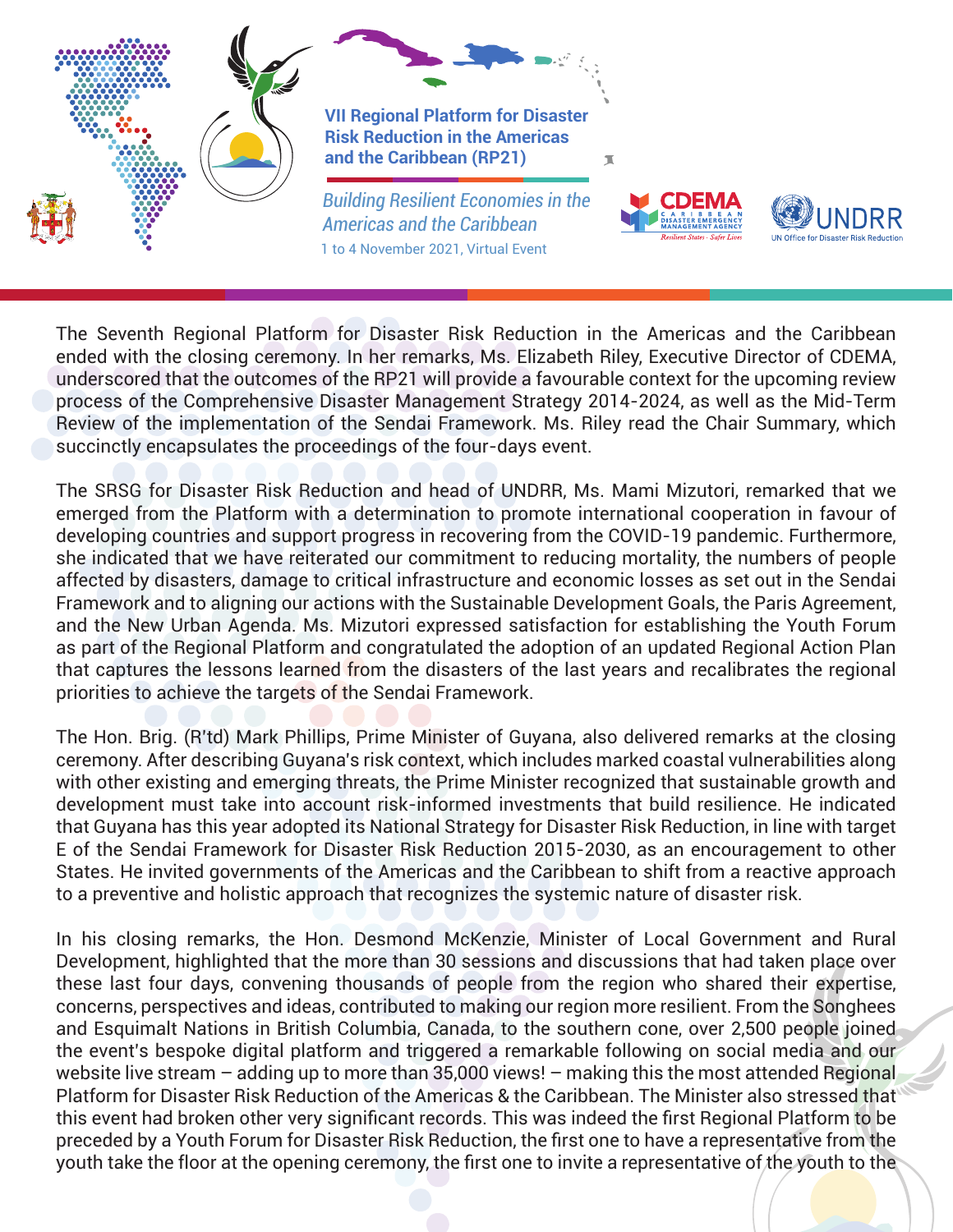VII Regional Platform for Disaster Risk Reduction in the Americas and the Caribbean (RP21)

*Building Resilient Economies in the Americas and the Caribbean*

1 to 4 November 2021, Virtual Event

The Seventh Regional Platform for Disaster Risk Reduction in the Americas and the Caribbean ended with the closing ceremony. In her remarks, Ms. Elizabeth Riley, Executive Director of CDEMA, underscored that the outcomes of the RP21 will provide a favourable context for the upcoming review process of the Comprehensive Disaster Management Strategy 2014-2024, as well as the Mid-Term Review of the implementation of the Sendai Framework. Ms. Riley read the Chair Summary, which succinctly encapsulates the proceedings of the four-days event.

The SRSG for Disaster Risk Reduction and head of UNDRR, Ms. Mami Mizutori, remarked that we emerged from the Platform with a determination to promote international cooperation in favour of developing countries and support progress in recovering from the COVID-19 pandemic. Furthermore, she indicated that we have reiterated our commitment to reducing mortality, the numbers of people affected by disasters, damage to critical infrastructure and economic losses as set out in the Sendai Framework and to aligning our actions with the Sustainable Development Goals, the Paris Agreement, and the New Urban Agenda. Ms. Mizutori expressed satisfaction for establishing the Youth Forum as part of the Regional Platform and congratulated the adoption of an updated Regional Action Plan that captures the lessons learned from the disasters of the last years and recalibrates the regional priorities to achieve the targets of the Sendai Framework.

The Hon. Brig. (R'td) Mark Phillips, Prime Minister of Guyana, also delivered remarks at the closing ceremony. After describing Guyana's risk context, which includes marked coastal vulnerabilities along with other existing and emerging threats, the Prime Minister recognized that sustainable growth and development must take into account risk-informed investments that build resilience. He indicated that Guyana has this year adopted its National Strategy for Disaster Risk Reduction, in line with target E of the Sendai Framework for Disaster Risk Reduction 2015-2030, as an encouragement to other States. He invited governments of the Americas and the Caribbean to shift from a reactive approach to a preventive and holistic approach that recognizes the systemic nature of disaster risk.

In his closing remarks, the Hon. Desmond McKenzie, Minister of Local Government and Rural Development, highlighted that the more than 30 sessions and discussions that had taken place over these last four days, convening thousands of people from the region who shared their expertise, concerns, perspectives and ideas, contributed to making our region more resilient. From the Songhees and Esquimalt Nations in British Columbia, Canada, to the southern cone, over 2,500 people joined the event's bespoke digital platform and triggered a remarkable following on social media and our website live stream – adding up to more than 35,000 views! – making this the most attended Regional Platform for Disaster Risk Reduction of the Americas & the Caribbean. The Minister also stressed that this event had broken other very significant records. This was indeed the first Regional Platform to be preceded by a Youth Forum for Disaster Risk Reduction, the first one to have a representative from the youth take the floor at the opening ceremony, the first one to invite a representative of the youth to the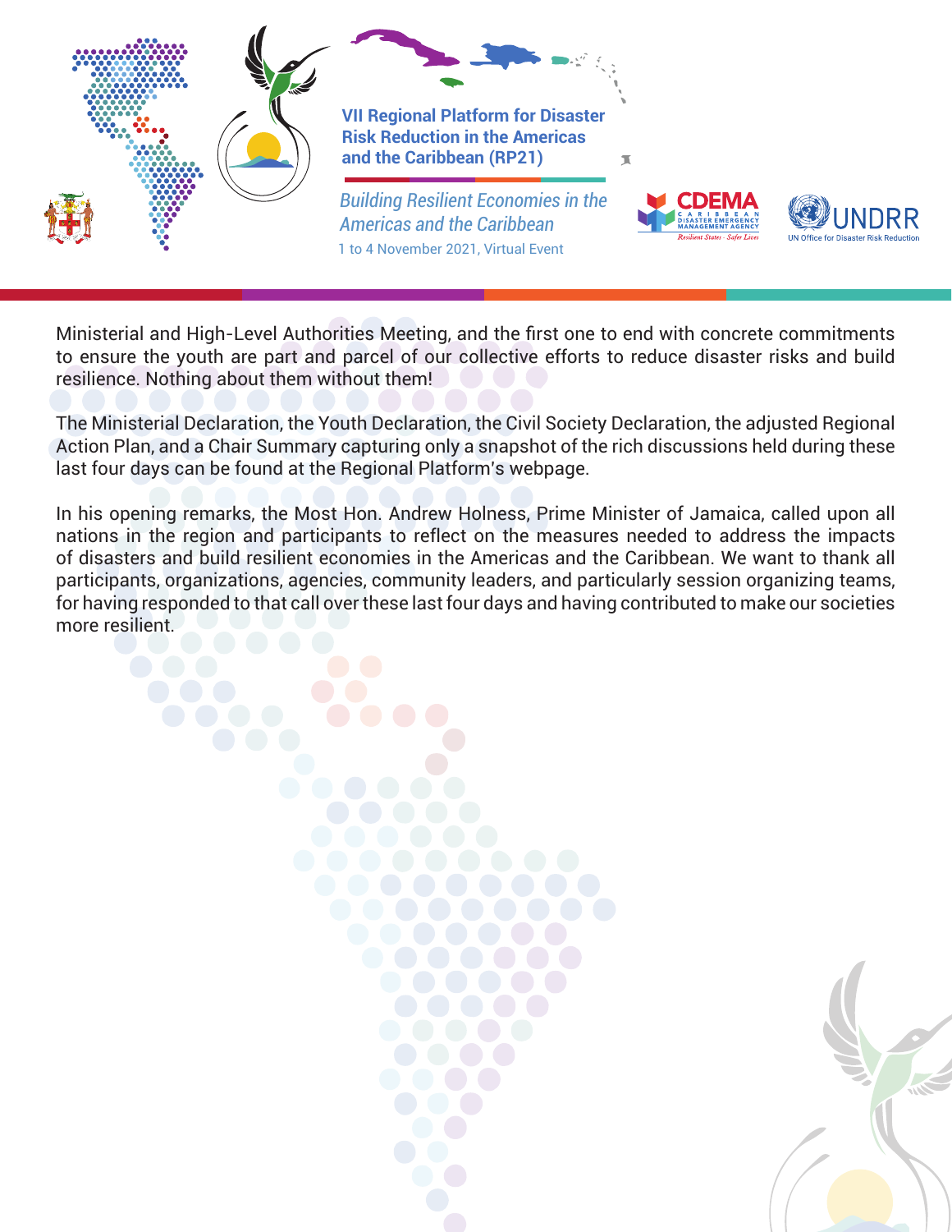Ministerial and High-Level Authorities Meeting, and the first one to end with concrete commitments to ensure the youth are part and parcel of our collective efforts to reduce disaster risks and build resilience. Nothing about them without them!

The Ministerial Declaration, the Youth Declaration, the Civil Society Declaration, the adjusted Regional Action Plan, and a Chair Summary capturing only a snapshot of the rich discussions held during these last four days can be found at the Regional Platform's webpage.

In his opening remarks, the Most Hon. Andrew Holness, Prime Minister of Jamaica, called upon all nations in the region and participants to reflect on the measures needed to address the impacts of disasters and build resilient economies in the Americas and the Caribbean. We want to thank all participants, organizations, agencies, community leaders, and particularly session organizing teams, for having responded to that call over these last four days and having contributed to make our societies more resilient.